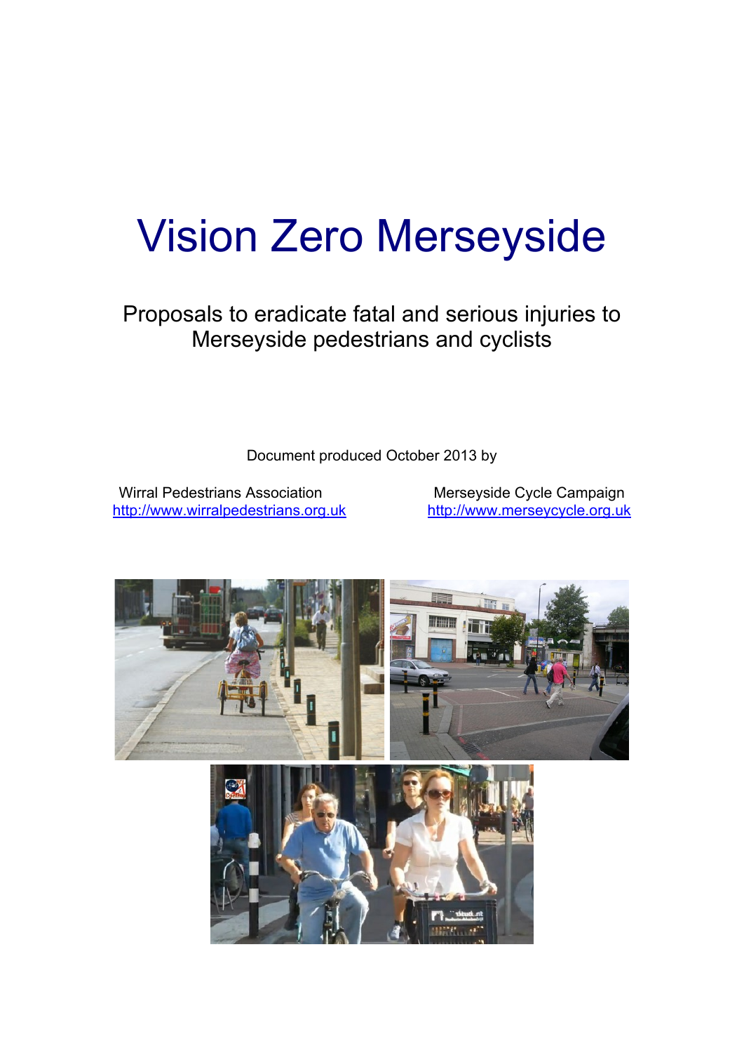# Vision Zero Merseyside

Proposals to eradicate fatal and serious injuries to Merseyside pedestrians and cyclists

Document produced October 2013 by

Wirral Pedestrians Association
http://www.wirralpedestrians.org.uk

Merseyside Cycle Campaign
http://www.merseycycle.org.uk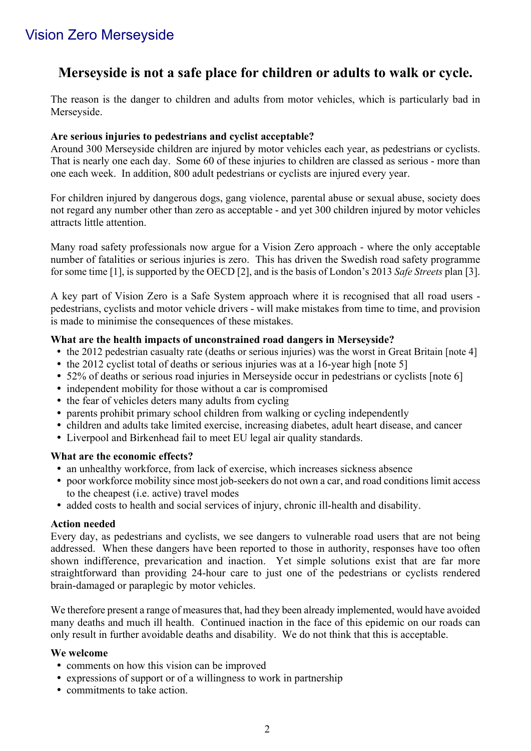# Vision Zero Merseyside

## Merseyside is not a safe place for children or adults to walk or cycle.

The reason is the danger to children and adults from motor vehicles, which is particularly bad in Merseyside.

**Are serious injuries to pedestrians and cyclist acceptable?**
Around 300 Merseyside children are injured by motor vehicles each year, as pedestrians or cyclists. That is nearly one each day. Some 60 of these injuries to children are classed as serious - more than one each week. In addition, 800 adult pedestrians or cyclists are injured every year.

For children injured by dangerous dogs, gang violence, parental abuse or sexual abuse, society does not regard any number other than zero as acceptable - and yet 300 children injured by motor vehicles attracts little attention.

Many road safety professionals now argue for a Vision Zero approach - where the only acceptable number of fatalities or serious injuries is zero. This has driven the Swedish road safety programme for some time [1], is supported by the OECD [2], and is the basis of London's 2013 *Safe Streets* plan [3].

A key part of Vision Zero is a Safe System approach where it is recognised that all road users - pedestrians, cyclists and motor vehicle drivers - will make mistakes from time to time, and provision is made to minimise the consequences of these mistakes.

**What are the health impacts of unconstrained road dangers in Merseyside?**

- the 2012 pedestrian casualty rate (deaths or serious injuries) was the worst in Great Britain [note 4]
- the 2012 cyclist total of deaths or serious injuries was at a 16-year high [note 5]
- 52% of deaths or serious road injuries in Merseyside occur in pedestrians or cyclists [note 6]
- independent mobility for those without a car is compromised
- the fear of vehicles deters many adults from cycling
- parents prohibit primary school children from walking or cycling independently
- children and adults take limited exercise, increasing diabetes, adult heart disease, and cancer
- Liverpool and Birkenhead fail to meet EU legal air quality standards.

**What are the economic effects?**

- an unhealthy workforce, from lack of exercise, which increases sickness absence
- poor workforce mobility since most job-seekers do not own a car, and road conditions limit access to the cheapest (i.e. active) travel modes
- added costs to health and social services of injury, chronic ill-health and disability.

**Action needed**
Every day, as pedestrians and cyclists, we see dangers to vulnerable road users that are not being addressed. When these dangers have been reported to those in authority, responses have too often shown indifference, prevarication and inaction. Yet simple solutions exist that are far more straightforward than providing 24-hour care to just one of the pedestrians or cyclists rendered brain-damaged or paraplegic by motor vehicles.

We therefore present a range of measures that, had they been already implemented, would have avoided many deaths and much ill health. Continued inaction in the face of this epidemic on our roads can only result in further avoidable deaths and disability. We do not think that this is acceptable.

**We welcome**

- comments on how this vision can be improved
- expressions of support or of a willingness to work in partnership
- commitments to take action.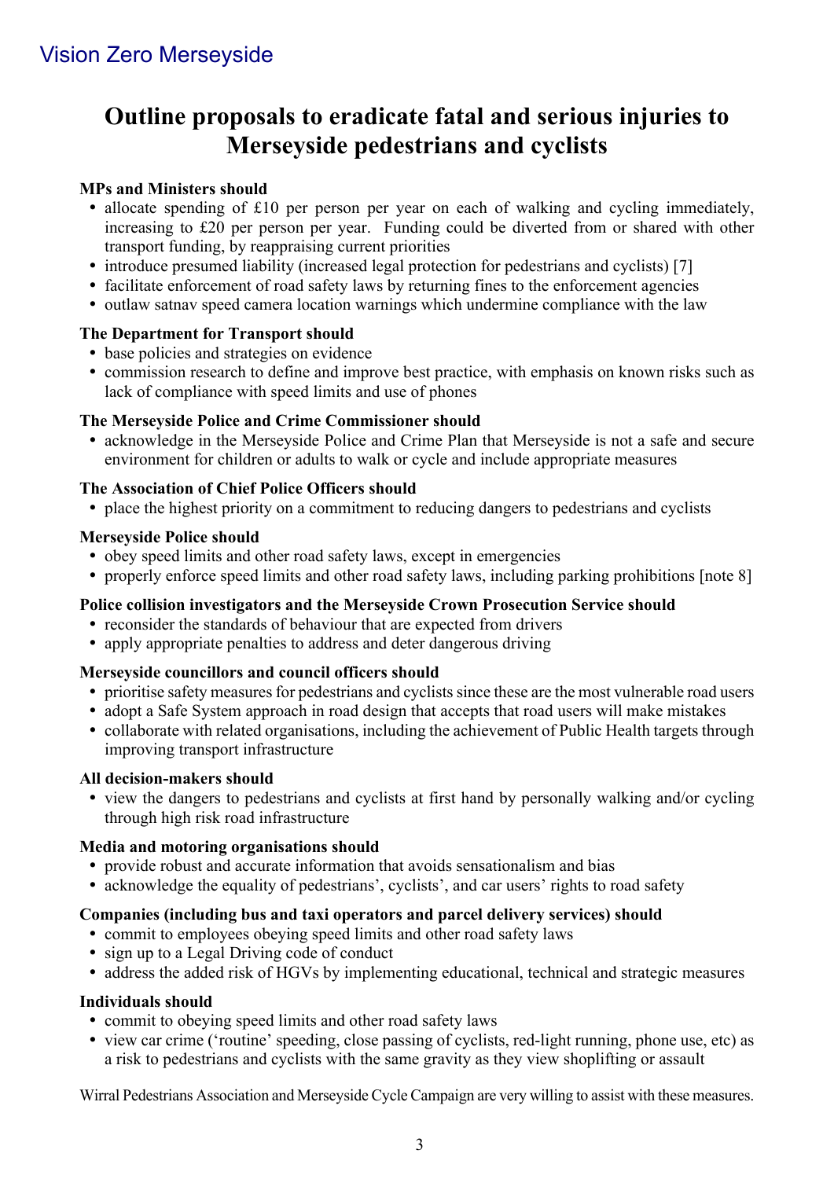Vision Zero Merseyside

# Outline proposals to eradicate fatal and serious injuries to Merseyside pedestrians and cyclists

**MPs and Ministers should**

- allocate spending of £10 per person per year on each of walking and cycling immediately, increasing to £20 per person per year. Funding could be diverted from or shared with other transport funding, by reappraising current priorities
- introduce presumed liability (increased legal protection for pedestrians and cyclists) [7]
- facilitate enforcement of road safety laws by returning fines to the enforcement agencies
- outlaw satnav speed camera location warnings which undermine compliance with the law

**The Department for Transport should**

- base policies and strategies on evidence
- commission research to define and improve best practice, with emphasis on known risks such as lack of compliance with speed limits and use of phones

**The Merseyside Police and Crime Commissioner should**

- acknowledge in the Merseyside Police and Crime Plan that Merseyside is not a safe and secure environment for children or adults to walk or cycle and include appropriate measures

**The Association of Chief Police Officers should**

- place the highest priority on a commitment to reducing dangers to pedestrians and cyclists

**Merseyside Police should**

- obey speed limits and other road safety laws, except in emergencies
- properly enforce speed limits and other road safety laws, including parking prohibitions [note 8]

**Police collision investigators and the Merseyside Crown Prosecution Service should**

- reconsider the standards of behaviour that are expected from drivers
- apply appropriate penalties to address and deter dangerous driving

**Merseyside councillors and council officers should**

- prioritise safety measures for pedestrians and cyclists since these are the most vulnerable road users
- adopt a Safe System approach in road design that accepts that road users will make mistakes
- collaborate with related organisations, including the achievement of Public Health targets through improving transport infrastructure

**All decision-makers should**

- view the dangers to pedestrians and cyclists at first hand by personally walking and/or cycling through high risk road infrastructure

**Media and motoring organisations should**

- provide robust and accurate information that avoids sensationalism and bias
- acknowledge the equality of pedestrians', cyclists', and car users' rights to road safety

**Companies (including bus and taxi operators and parcel delivery services) should**

- commit to employees obeying speed limits and other road safety laws
- sign up to a Legal Driving code of conduct
- address the added risk of HGVs by implementing educational, technical and strategic measures

**Individuals should**

- commit to obeying speed limits and other road safety laws
- view car crime ('routine' speeding, close passing of cyclists, red-light running, phone use, etc) as a risk to pedestrians and cyclists with the same gravity as they view shoplifting or assault

Wirral Pedestrians Association and Merseyside Cycle Campaign are very willing to assist with these measures.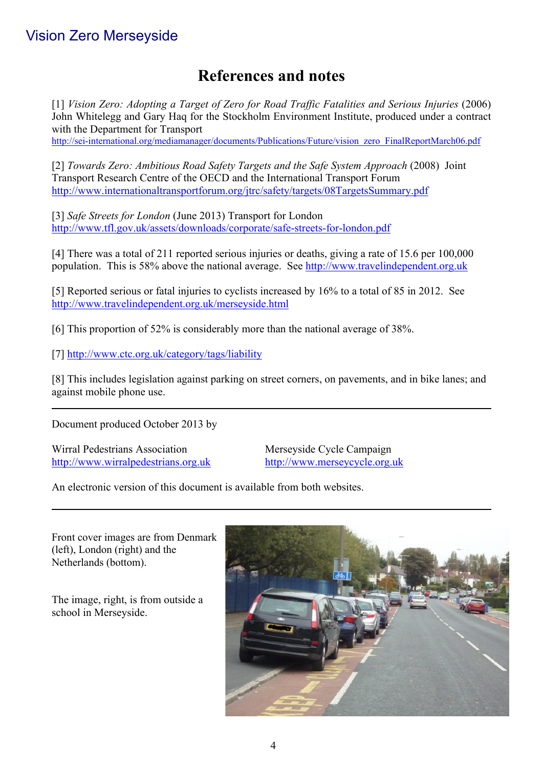# References and notes

[1] *Vision Zero: Adopting a Target of Zero for Road Traffic Fatalities and Serious Injuries* (2006) John Whitelegg and Gary Haq for the Stockholm Environment Institute, produced under a contract with the Department for Transport
http://sei-international.org/mediamanager/documents/Publications/Future/vision_zero_FinalReportMarch06.pdf

[2] *Towards Zero: Ambitious Road Safety Targets and the Safe System Approach* (2008) Joint Transport Research Centre of the OECD and the International Transport Forum
http://www.internationaltransportforum.org/jtrc/safety/targets/08TargetsSummary.pdf

[3] *Safe Streets for London* (June 2013) Transport for London
http://www.tfl.gov.uk/assets/downloads/corporate/safe-streets-for-london.pdf

[4] There was a total of 211 reported serious injuries or deaths, giving a rate of 15.6 per 100,000 population. This is 58% above the national average. See http://www.travelindependent.org.uk

[5] Reported serious or fatal injuries to cyclists increased by 16% to a total of 85 in 2012. See http://www.travelindependent.org.uk/merseyside.html

[6] This proportion of 52% is considerably more than the national average of 38%.

[7] http://www.ctc.org.uk/category/tags/liability

[8] This includes legislation against parking on street corners, on pavements, and in bike lanes; and against mobile phone use.

---

Document produced October 2013 by

Wirral Pedestrians Association
http://www.wirralpedestrians.org.uk

Merseyside Cycle Campaign
http://www.merseycycle.org.uk

An electronic version of this document is available from both websites.

---

Front cover images are from Denmark (left), London (right) and the Netherlands (bottom).

The image, right, is from outside a school in Merseyside.